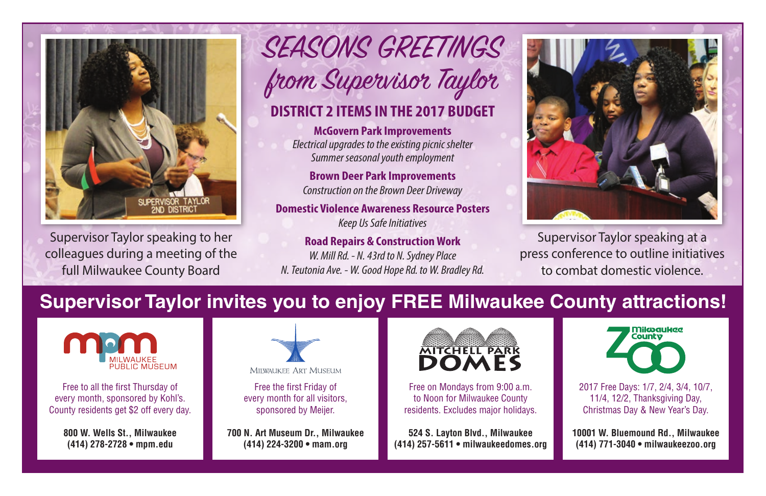# SEASONS GREETINGS from Supervisor Taylor

Supervisor Taylor speaking to her colleagues during a meeting of the full Milwaukee County Board

## DISTRICT 2 ITEMS IN THE 2017 BUDGET

**McGovern Park Improvements**
*Electrical upgrades to the existing picnic shelter*
*Summer seasonal youth employment*

**Brown Deer Park Improvements**
*Construction on the Brown Deer Driveway*

**Domestic Violence Awareness Resource Posters**
*Keep Us Safe Initiatives*

**Road Repairs & Construction Work**
*W. Mill Rd. - N. 43rd to N. Sydney Place*
*N. Teutonia Ave. - W. Good Hope Rd. to W. Bradley Rd.*

Supervisor Taylor speaking at a press conference to outline initiatives to combat domestic violence.

## Supervisor Taylor invites you to enjoy FREE Milwaukee County attractions!

**MILWAUKEE PUBLIC MUSEUM**

Free to all the first Thursday of every month, sponsored by Kohl's. County residents get $2 off every day.

**800 W. Wells St., Milwaukee**
**(414) 278-2728 • mpm.edu**

**MILWAUKEE ART MUSEUM**

Free the first Friday of every month for all visitors, sponsored by Meijer.

**700 N. Art Museum Dr., Milwaukee**
**(414) 224-3200 • mam.org**

**MITCHELL PARK DOMES**

Free on Mondays from 9:00 a.m. to Noon for Milwaukee County residents. Excludes major holidays.

**524 S. Layton Blvd., Milwaukee**
**(414) 257-5611 • milwaukeedomes.org**

**Milwaukee County ZOO**

2017 Free Days: 1/7, 2/4, 3/4, 10/7, 11/4, 12/2, Thanksgiving Day, Christmas Day & New Year's Day.

**10001 W. Bluemound Rd., Milwaukee**
**(414) 771-3040 • milwaukeezoo.org**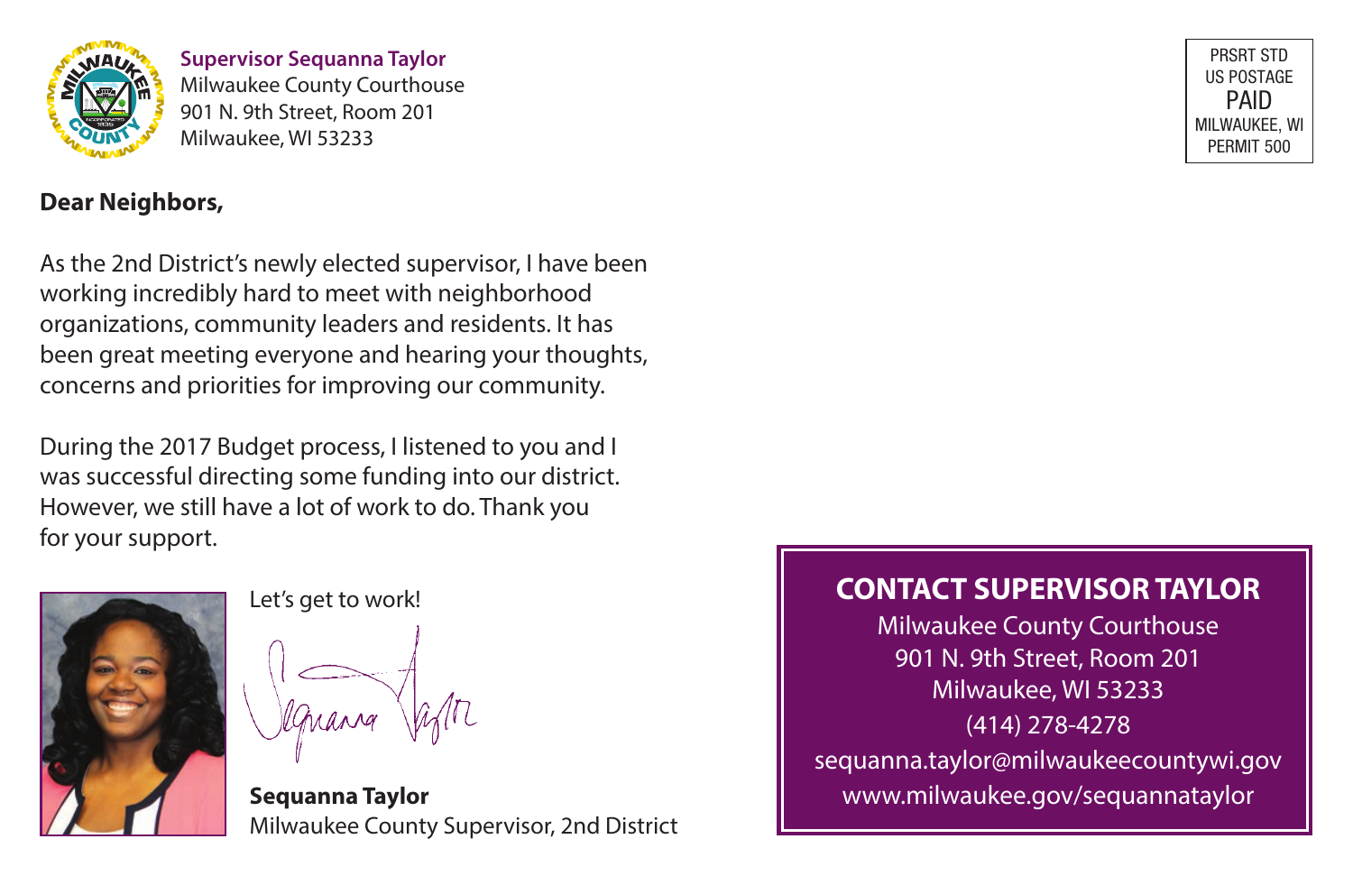**Supervisor Sequanna Taylor**
Milwaukee County Courthouse
901 N. 9th Street, Room 201
Milwaukee, WI 53233

PRSRT STD
US POSTAGE
PAID
MILWAUKEE, WI
PERMIT 500

**Dear Neighbors,**

As the 2nd District's newly elected supervisor, I have been working incredibly hard to meet with neighborhood organizations, community leaders and residents. It has been great meeting everyone and hearing your thoughts, concerns and priorities for improving our community.

During the 2017 Budget process, I listened to you and I was successful directing some funding into our district. However, we still have a lot of work to do. Thank you for your support.

Let's get to work!

**Sequanna Taylor**
Milwaukee County Supervisor, 2nd District

## CONTACT SUPERVISOR TAYLOR

Milwaukee County Courthouse
901 N. 9th Street, Room 201
Milwaukee, WI 53233
(414) 278-4278
sequanna.taylor@milwaukeecountywi.gov
www.milwaukee.gov/sequannataylor